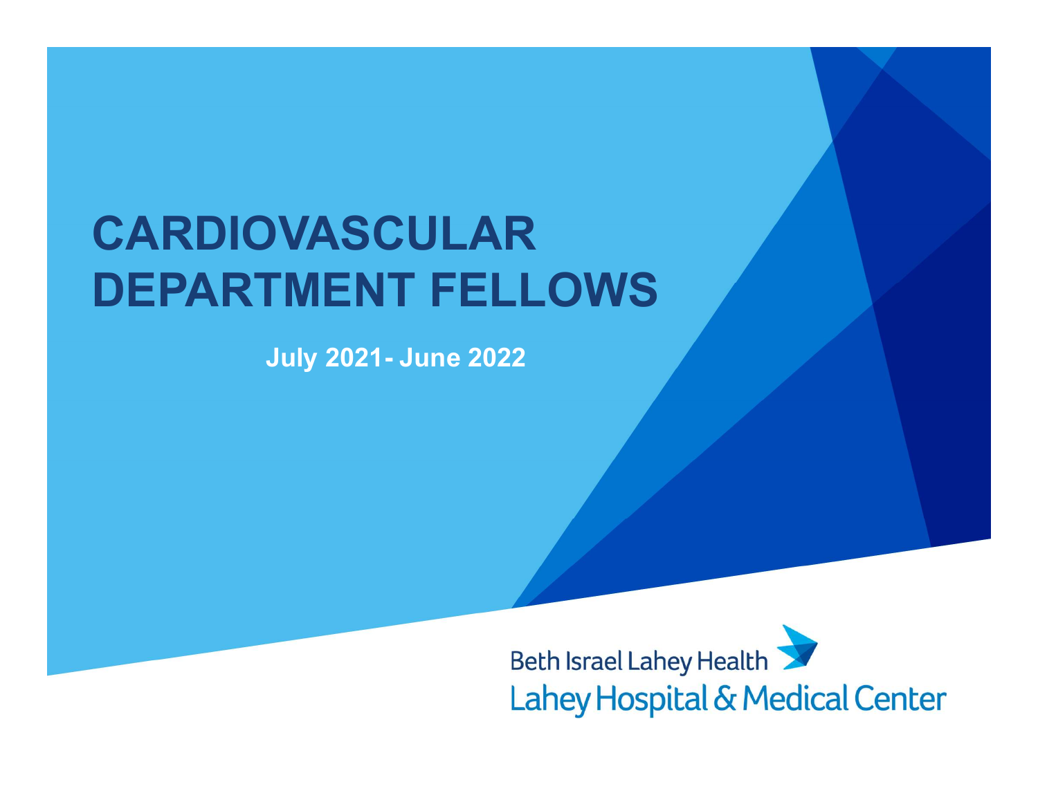# CARDIOVASCULAR DEPARTMENT FELLOWS

**July 2021 - June 2022**

Beth Israel Lahey Health

Lahey Hospital & Medical Center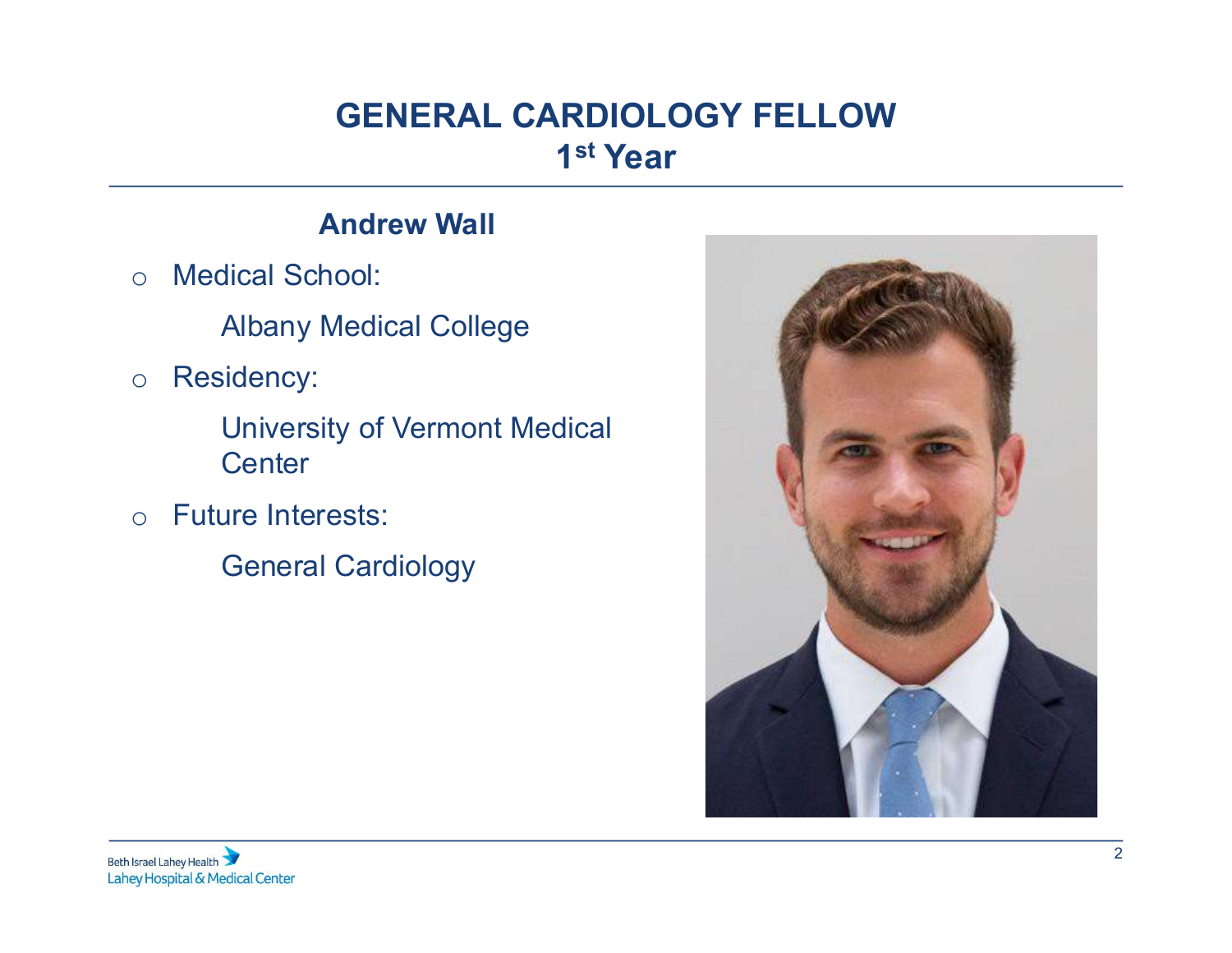# GENERAL CARDIOLOGY FELLOW
## 1st Year

**Andrew Wall**

- Medical School:
  - Albany Medical College
- Residency:
  - University of Vermont Medical Center
- Future Interests:
  - General Cardiology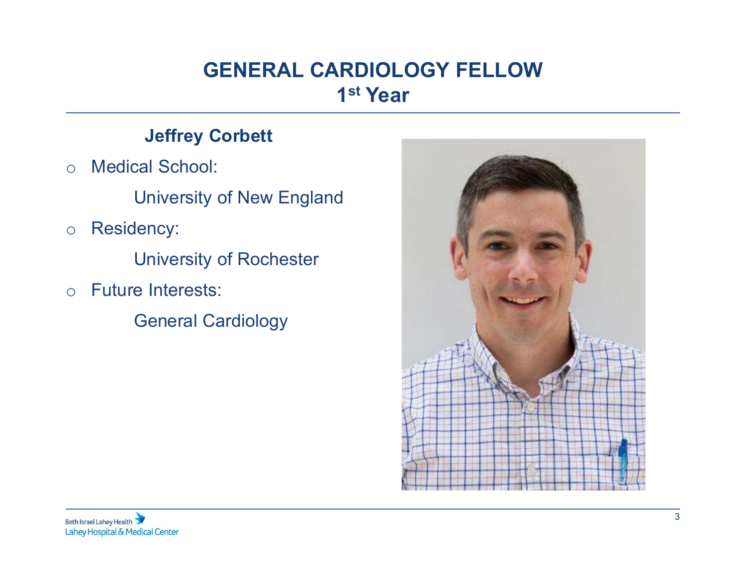# GENERAL CARDIOLOGY FELLOW
## 1st Year

**Jeffrey Corbett**

- Medical School:
  - University of New England
- Residency:
  - University of Rochester
- Future Interests:
  - General Cardiology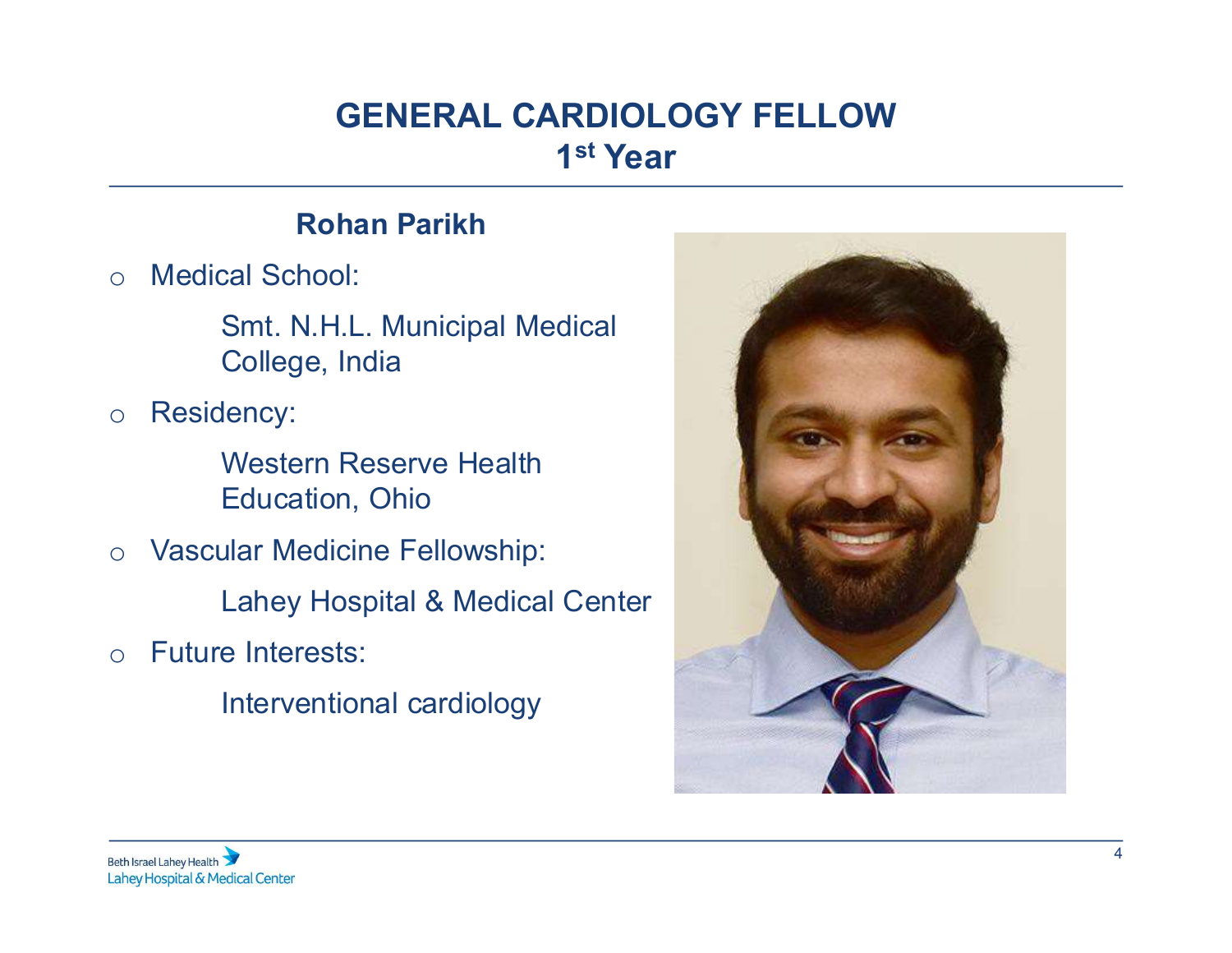# GENERAL CARDIOLOGY FELLOW
## 1st Year

### Rohan Parikh

- Medical School:

  Smt. N.H.L. Municipal Medical College, India

- Residency:

  Western Reserve Health Education, Ohio

- Vascular Medicine Fellowship:

  Lahey Hospital & Medical Center

- Future Interests:

  Interventional cardiology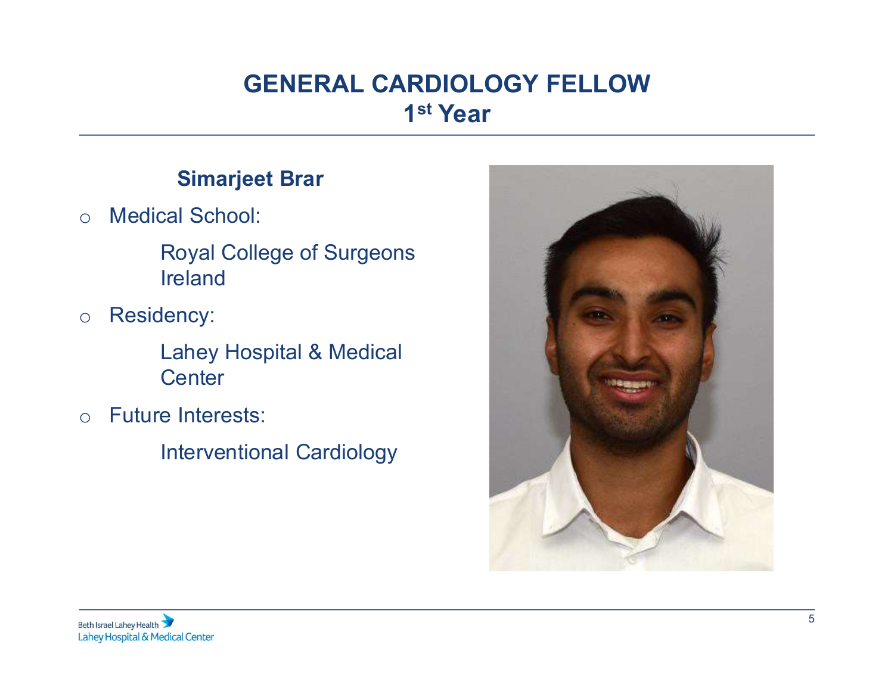# GENERAL CARDIOLOGY FELLOW
## 1st Year

### Simarjeet Brar

- Medical School:

  Royal College of Surgeons Ireland

- Residency:

  Lahey Hospital & Medical Center

- Future Interests:

  Interventional Cardiology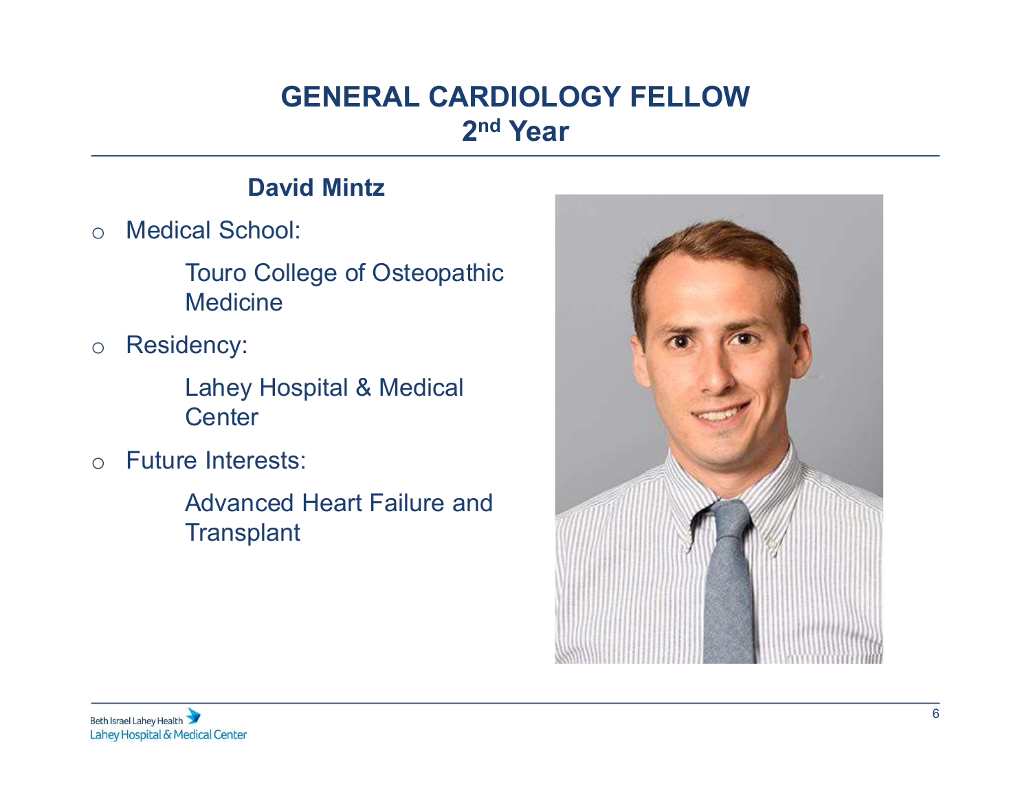# GENERAL CARDIOLOGY FELLOW
## 2nd Year

**David Mintz**

- Medical School:

  Touro College of Osteopathic Medicine

- Residency:

  Lahey Hospital & Medical Center

- Future Interests:

  Advanced Heart Failure and Transplant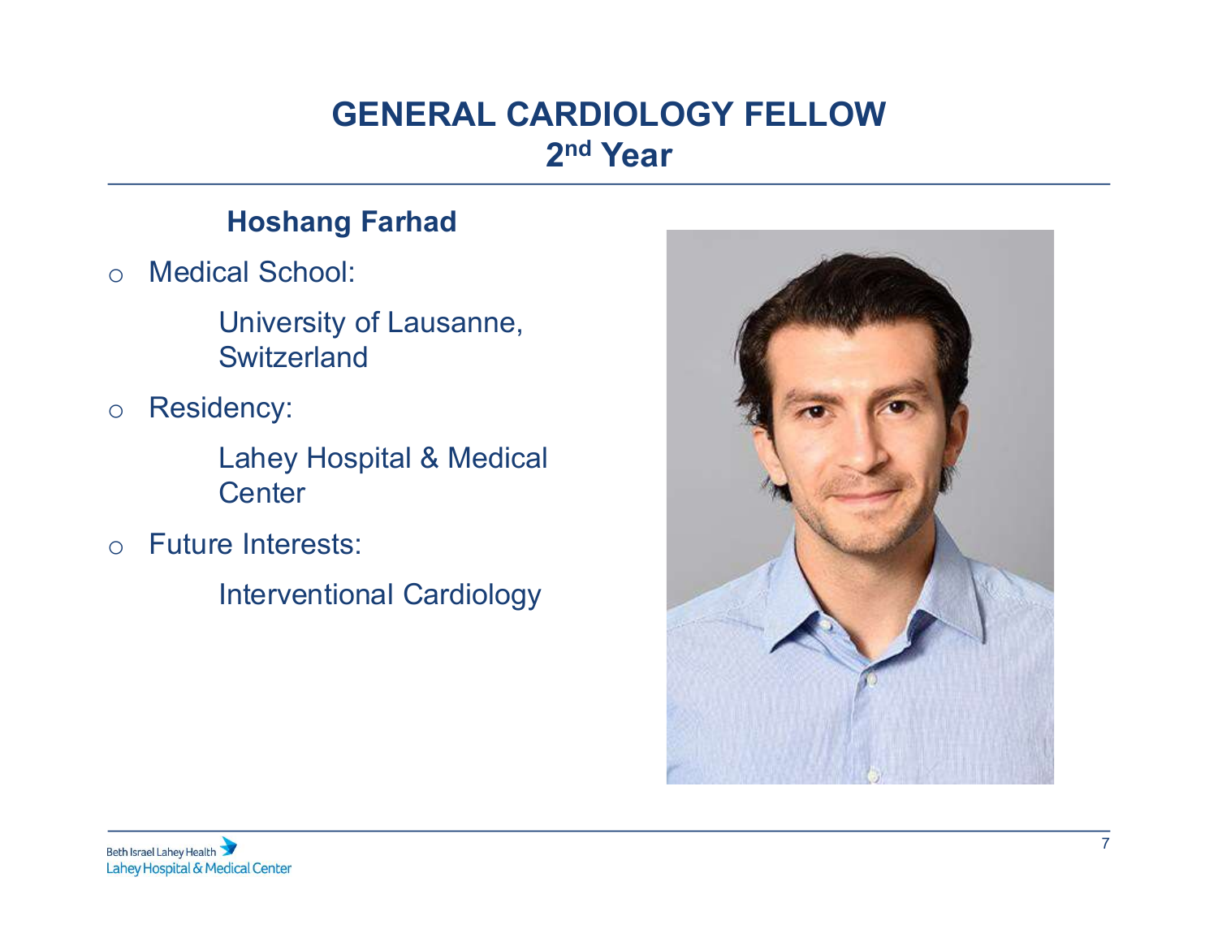# GENERAL CARDIOLOGY FELLOW
## 2nd Year

**Hoshang Farhad**

- Medical School:

  University of Lausanne, Switzerland

- Residency:

  Lahey Hospital & Medical Center

- Future Interests:

  Interventional Cardiology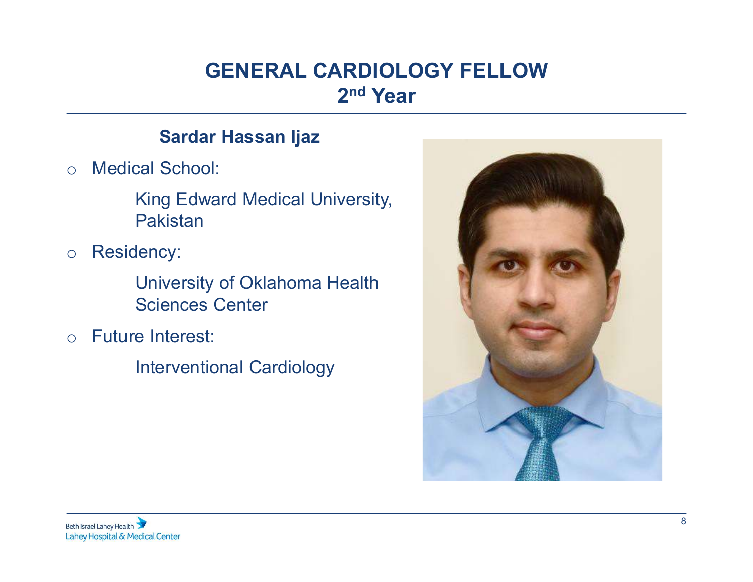# GENERAL CARDIOLOGY FELLOW
## 2nd Year

### Sardar Hassan Ijaz

- Medical School:

  King Edward Medical University, Pakistan

- Residency:

  University of Oklahoma Health Sciences Center

- Future Interest:

  Interventional Cardiology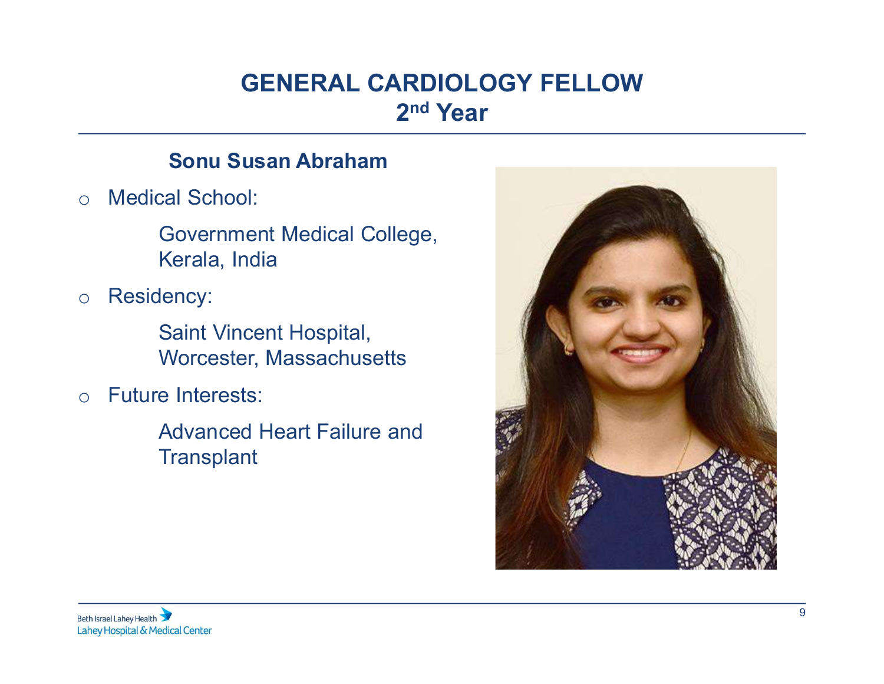# GENERAL CARDIOLOGY FELLOW
## 2nd Year

**Sonu Susan Abraham**

- Medical School:
  
  Government Medical College, Kerala, India

- Residency:
  
  Saint Vincent Hospital, Worcester, Massachusetts

- Future Interests:
  
  Advanced Heart Failure and Transplant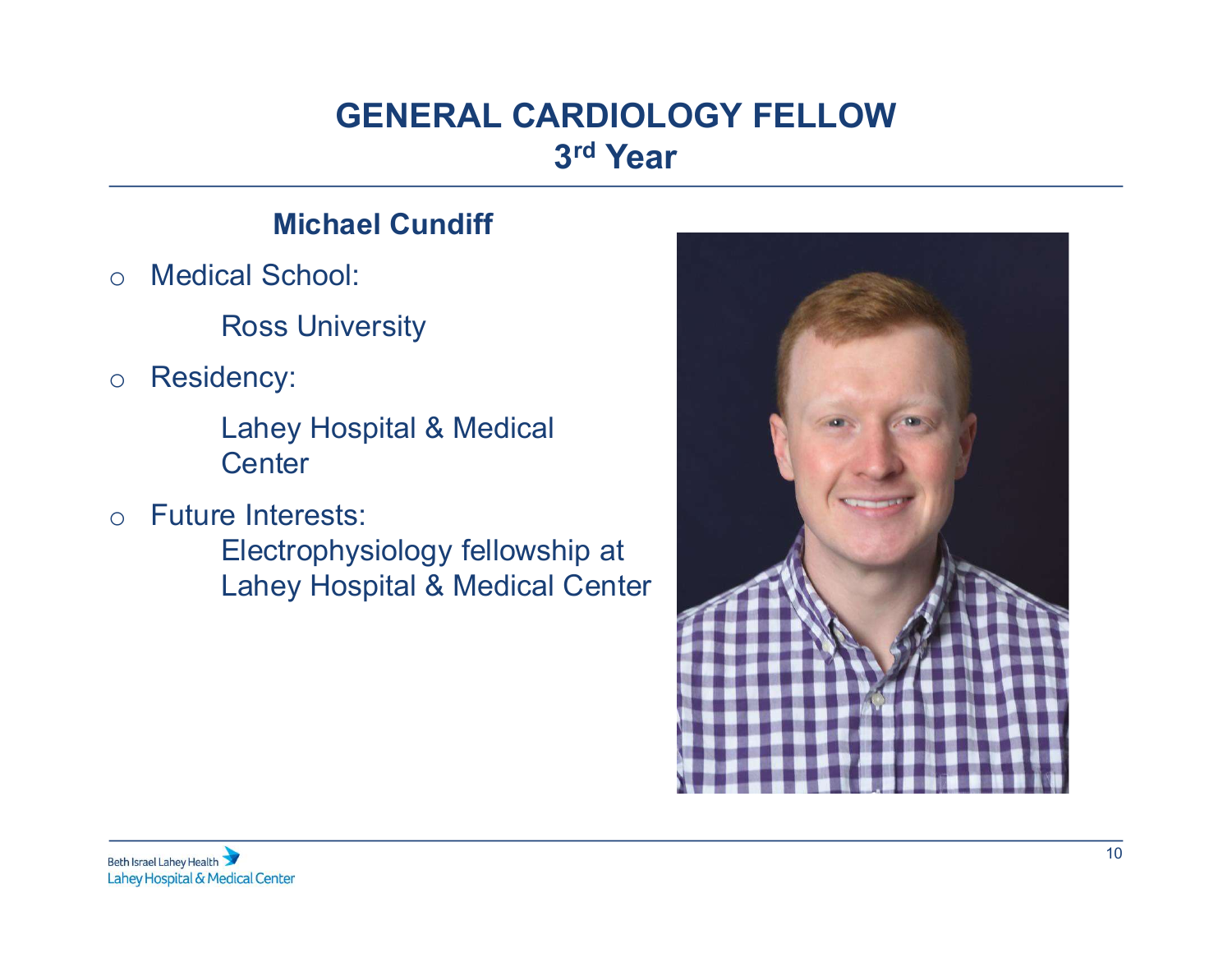# GENERAL CARDIOLOGY FELLOW
## 3rd Year

**Michael Cundiff**

- Medical School:

  Ross University

- Residency:

  Lahey Hospital & Medical Center

- Future Interests:

  Electrophysiology fellowship at Lahey Hospital & Medical Center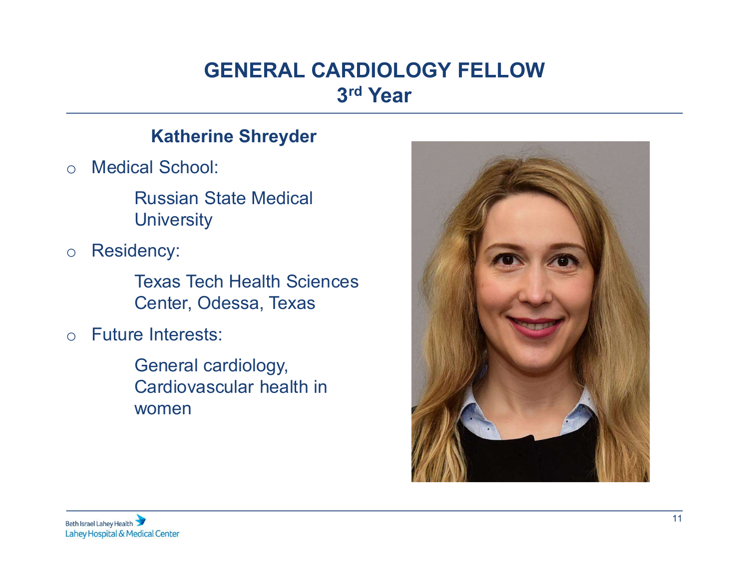# GENERAL CARDIOLOGY FELLOW
## 3rd Year

**Katherine Shreyder**

- Medical School:

  Russian State Medical University

- Residency:

  Texas Tech Health Sciences Center, Odessa, Texas

- Future Interests:

  General cardiology, Cardiovascular health in women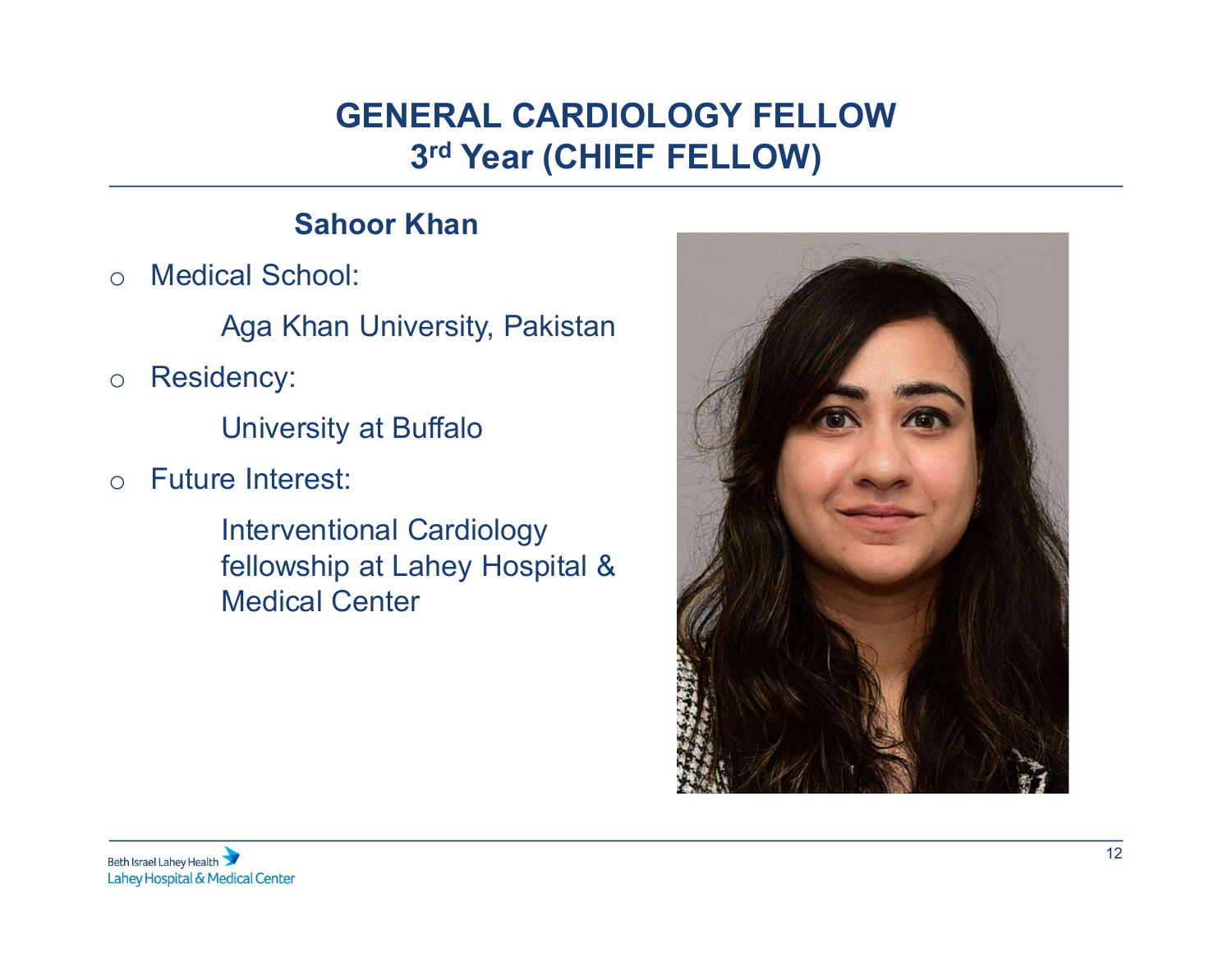# GENERAL CARDIOLOGY FELLOW
## 3rd Year (CHIEF FELLOW)

### Sahoor Khan

- Medical School:
  
  Aga Khan University, Pakistan

- Residency:
  
  University at Buffalo

- Future Interest:
  
  Interventional Cardiology fellowship at Lahey Hospital & Medical Center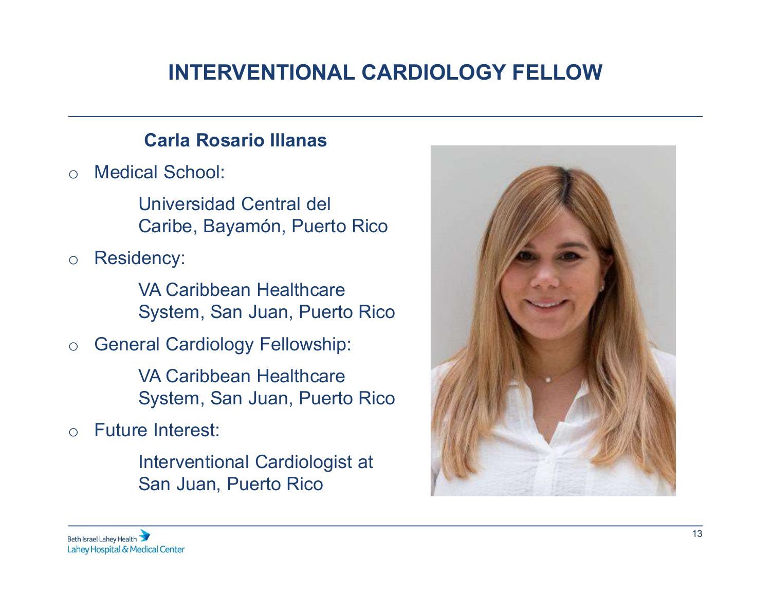# INTERVENTIONAL CARDIOLOGY FELLOW

**Carla Rosario Illanas**

- Medical School:

  Universidad Central del Caribe, Bayamón, Puerto Rico

- Residency:

  VA Caribbean Healthcare System, San Juan, Puerto Rico

- General Cardiology Fellowship:

  VA Caribbean Healthcare System, San Juan, Puerto Rico

- Future Interest:

  Interventional Cardiologist at San Juan, Puerto Rico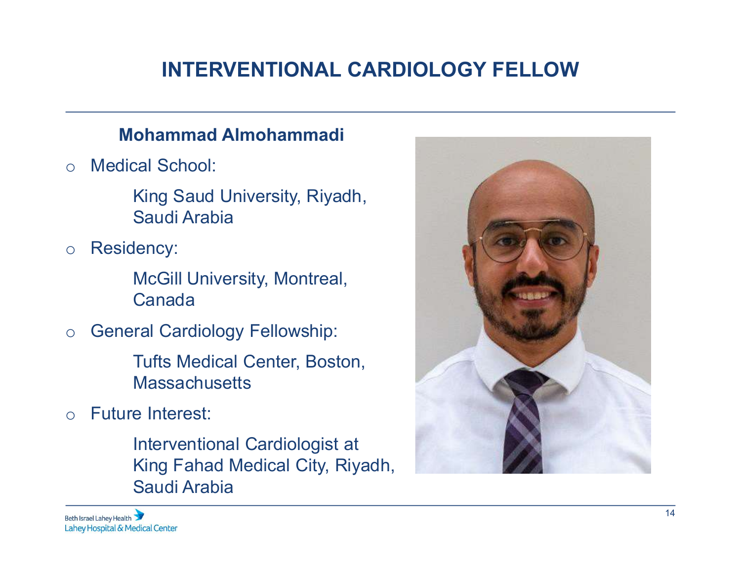# INTERVENTIONAL CARDIOLOGY FELLOW

## Mohammad Almohammadi

- Medical School:

  King Saud University, Riyadh, Saudi Arabia

- Residency:

  McGill University, Montreal, Canada

- General Cardiology Fellowship:

  Tufts Medical Center, Boston, Massachusetts

- Future Interest:

  Interventional Cardiologist at King Fahad Medical City, Riyadh, Saudi Arabia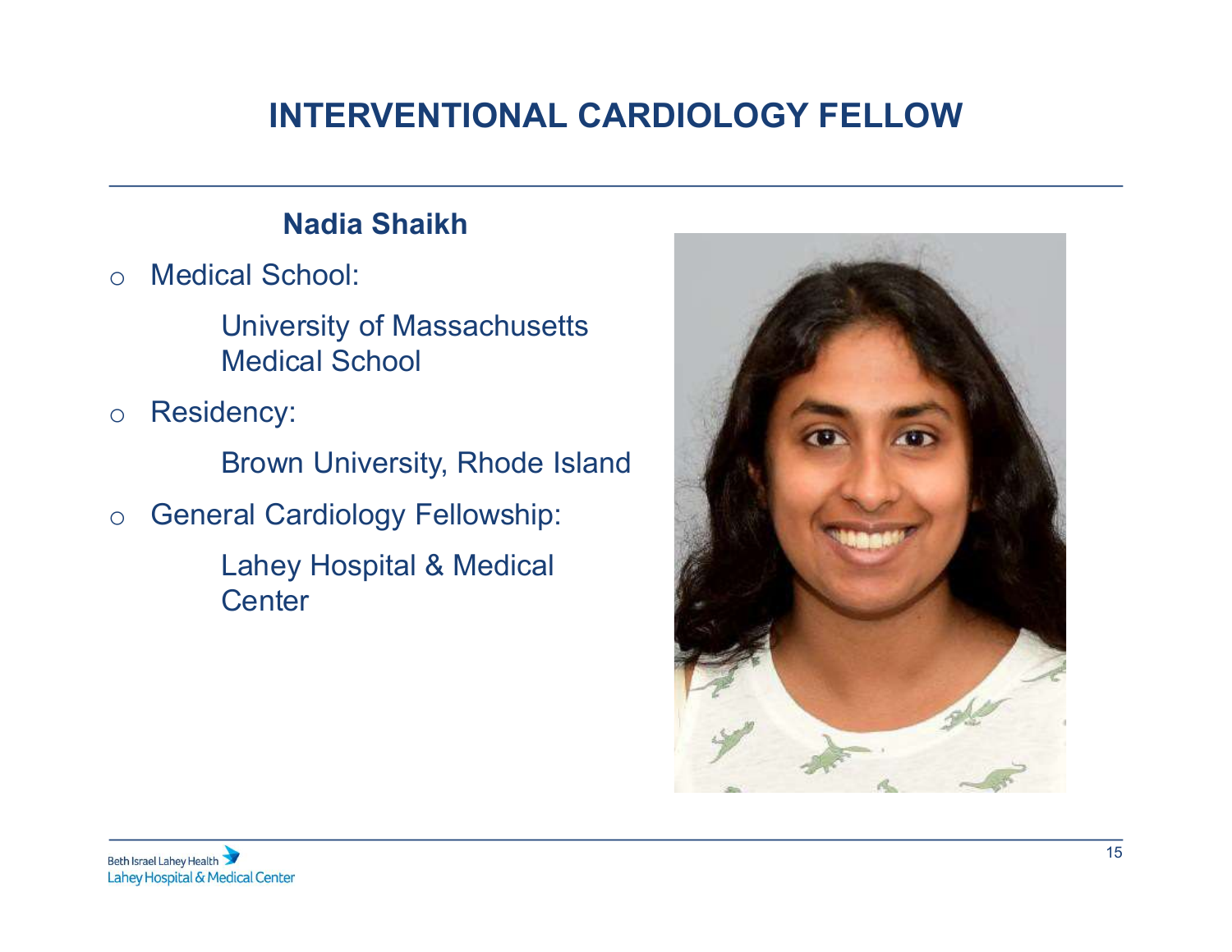# INTERVENTIONAL CARDIOLOGY FELLOW

## Nadia Shaikh

- Medical School:

  University of Massachusetts Medical School

- Residency:

  Brown University, Rhode Island

- General Cardiology Fellowship:

  Lahey Hospital & Medical Center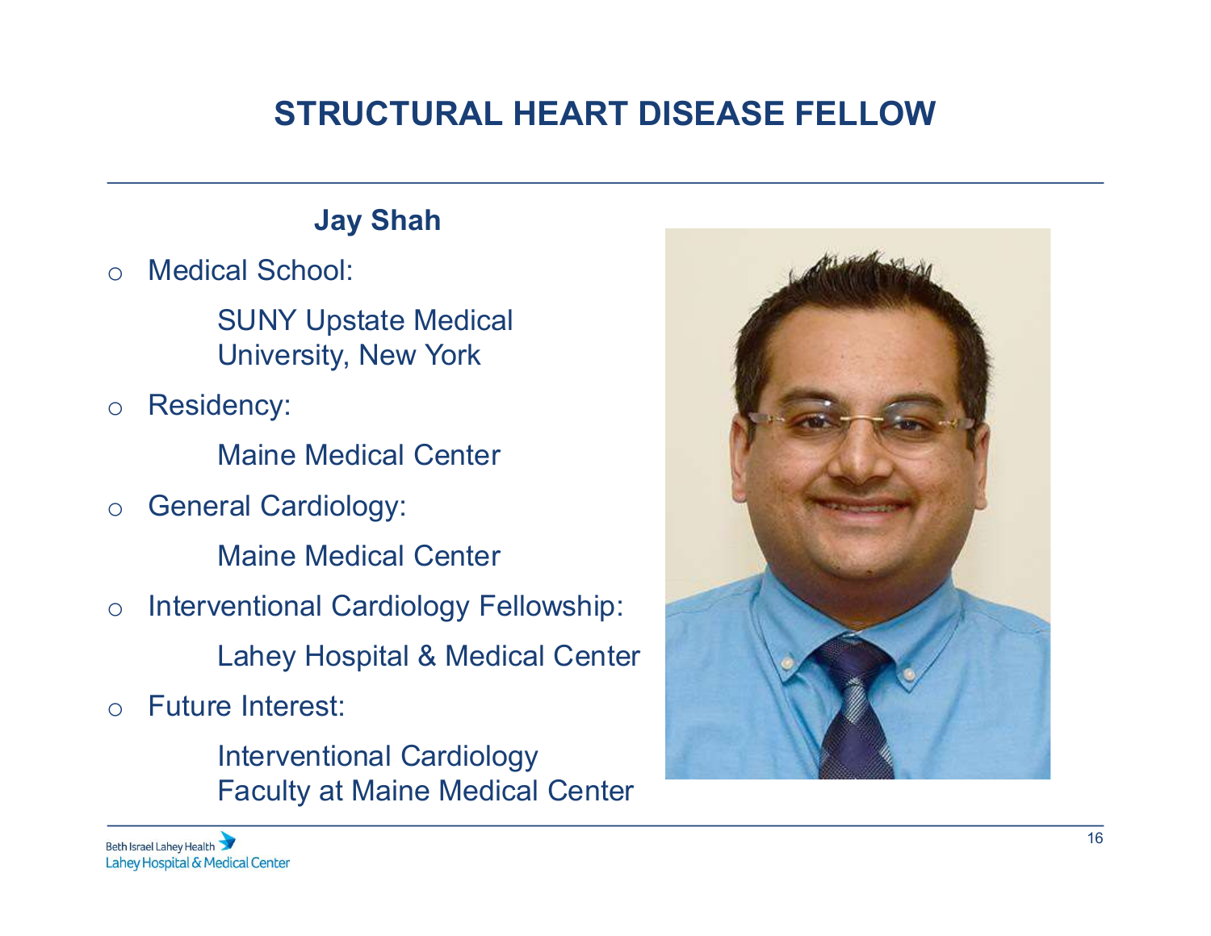# STRUCTURAL HEART DISEASE FELLOW

**Jay Shah**

- Medical School:

  SUNY Upstate Medical University, New York

- Residency:

  Maine Medical Center

- General Cardiology:

  Maine Medical Center

- Interventional Cardiology Fellowship:

  Lahey Hospital & Medical Center

- Future Interest:

  Interventional Cardiology Faculty at Maine Medical Center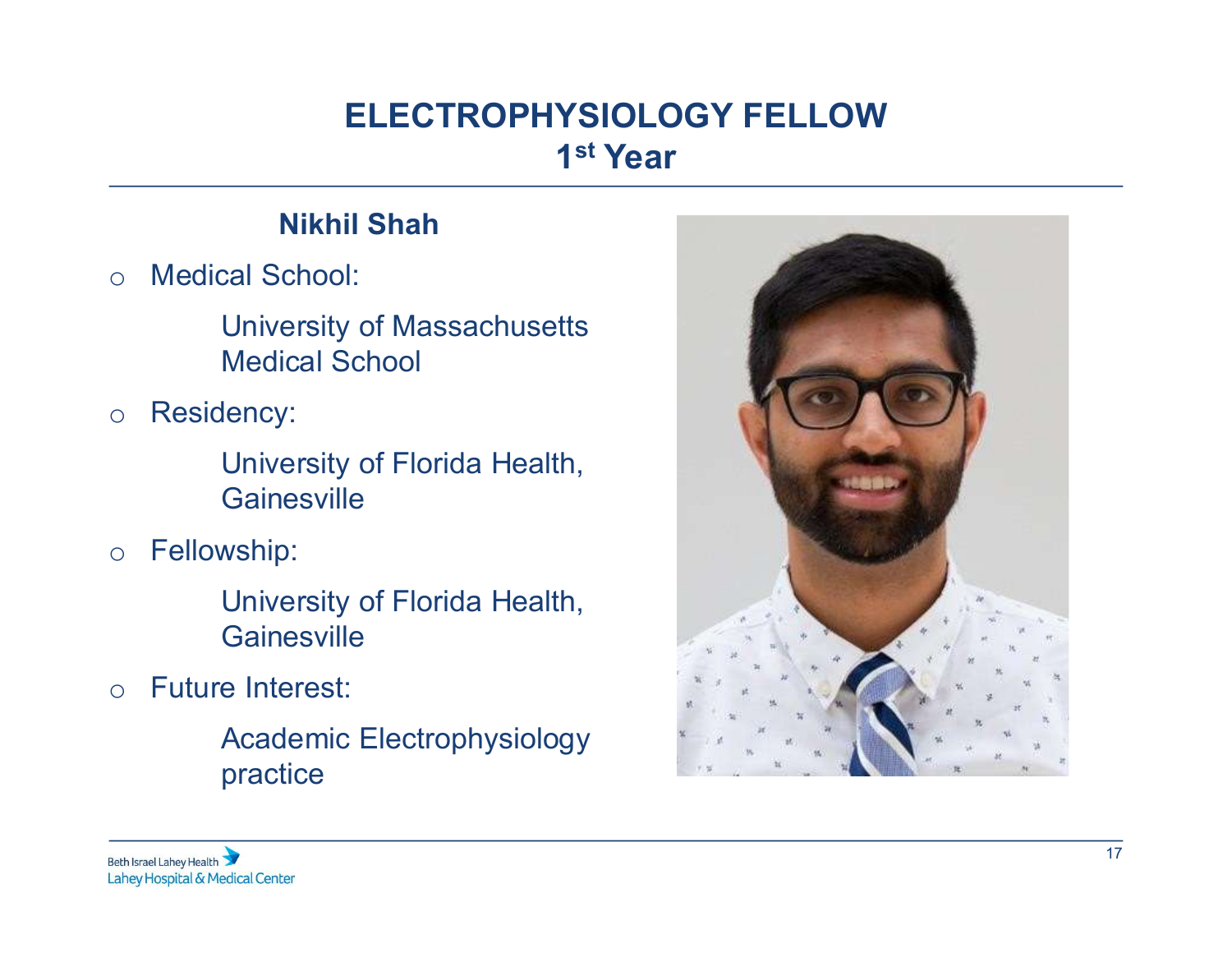# ELECTROPHYSIOLOGY FELLOW
## 1st Year

**Nikhil Shah**

- Medical School:

  University of Massachusetts Medical School

- Residency:

  University of Florida Health, Gainesville

- Fellowship:

  University of Florida Health, Gainesville

- Future Interest:

  Academic Electrophysiology practice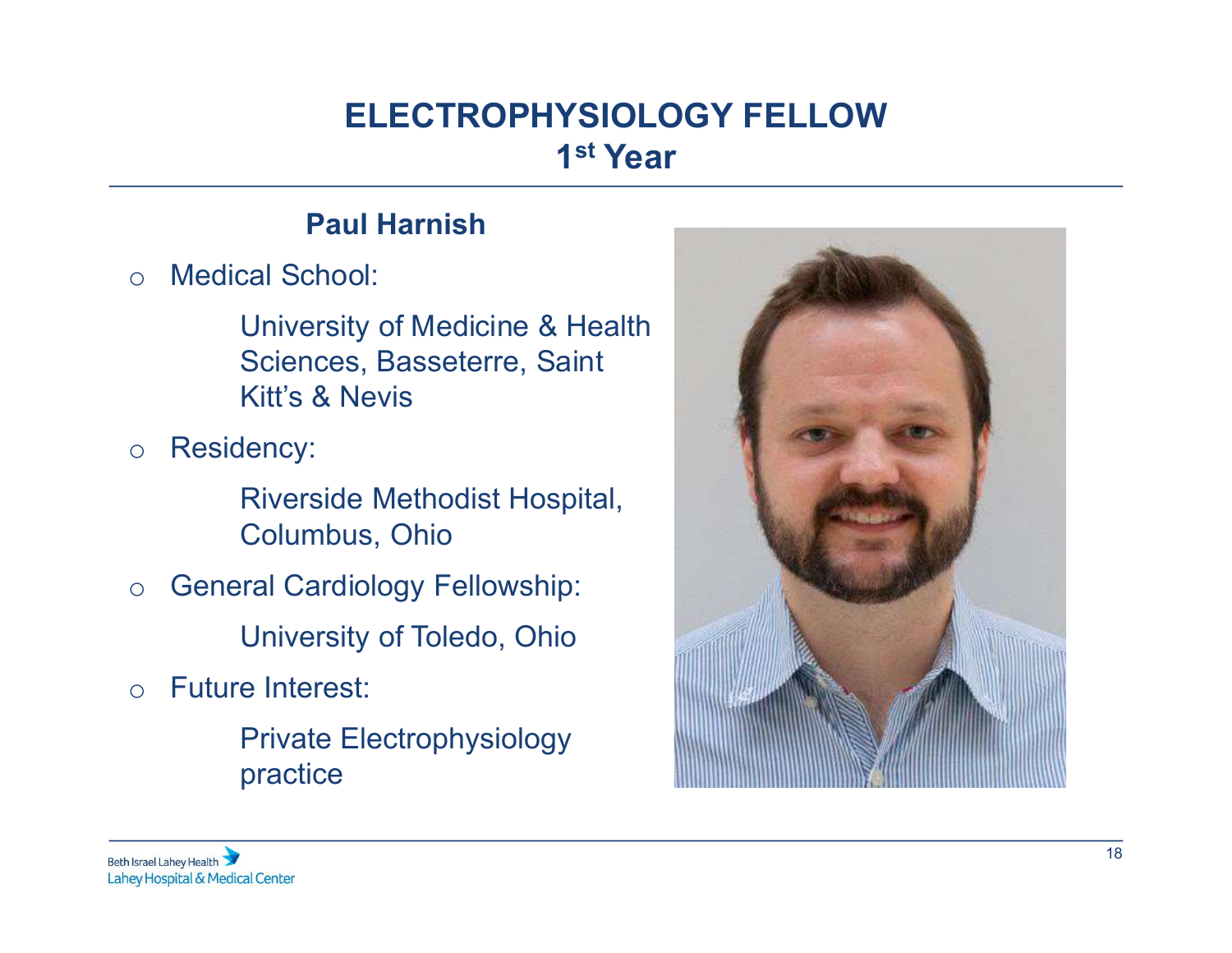# ELECTROPHYSIOLOGY FELLOW
## 1st Year

**Paul Harnish**

- Medical School:

  University of Medicine & Health Sciences, Basseterre, Saint Kitt's & Nevis

- Residency:

  Riverside Methodist Hospital, Columbus, Ohio

- General Cardiology Fellowship:

  University of Toledo, Ohio

- Future Interest:

  Private Electrophysiology practice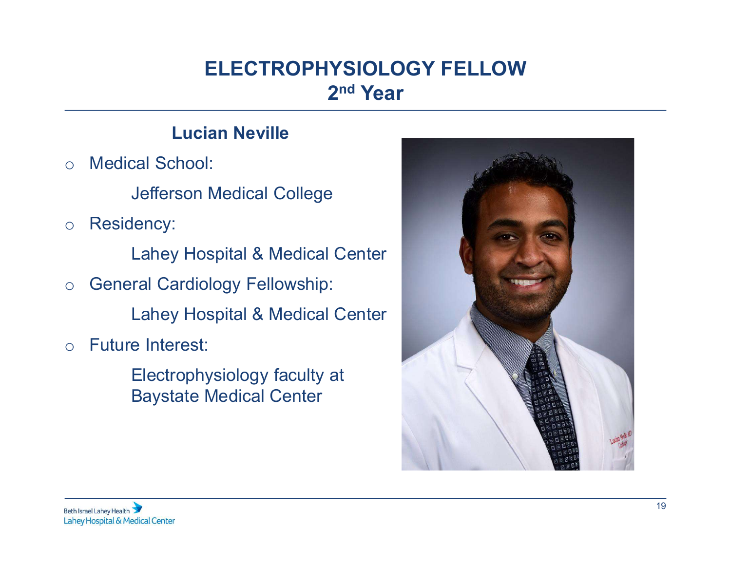# ELECTROPHYSIOLOGY FELLOW
## 2nd Year

**Lucian Neville**

- Medical School:
  - Jefferson Medical College
- Residency:
  - Lahey Hospital & Medical Center
- General Cardiology Fellowship:
  - Lahey Hospital & Medical Center
- Future Interest:
  - Electrophysiology faculty at Baystate Medical Center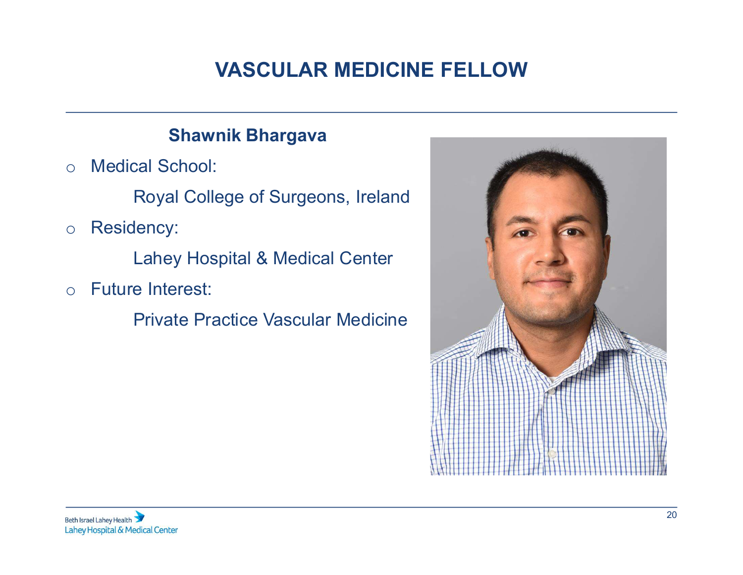# VASCULAR MEDICINE FELLOW

**Shawnik Bhargava**

- Medical School:
  - Royal College of Surgeons, Ireland
- Residency:
  - Lahey Hospital & Medical Center
- Future Interest:
  - Private Practice Vascular Medicine